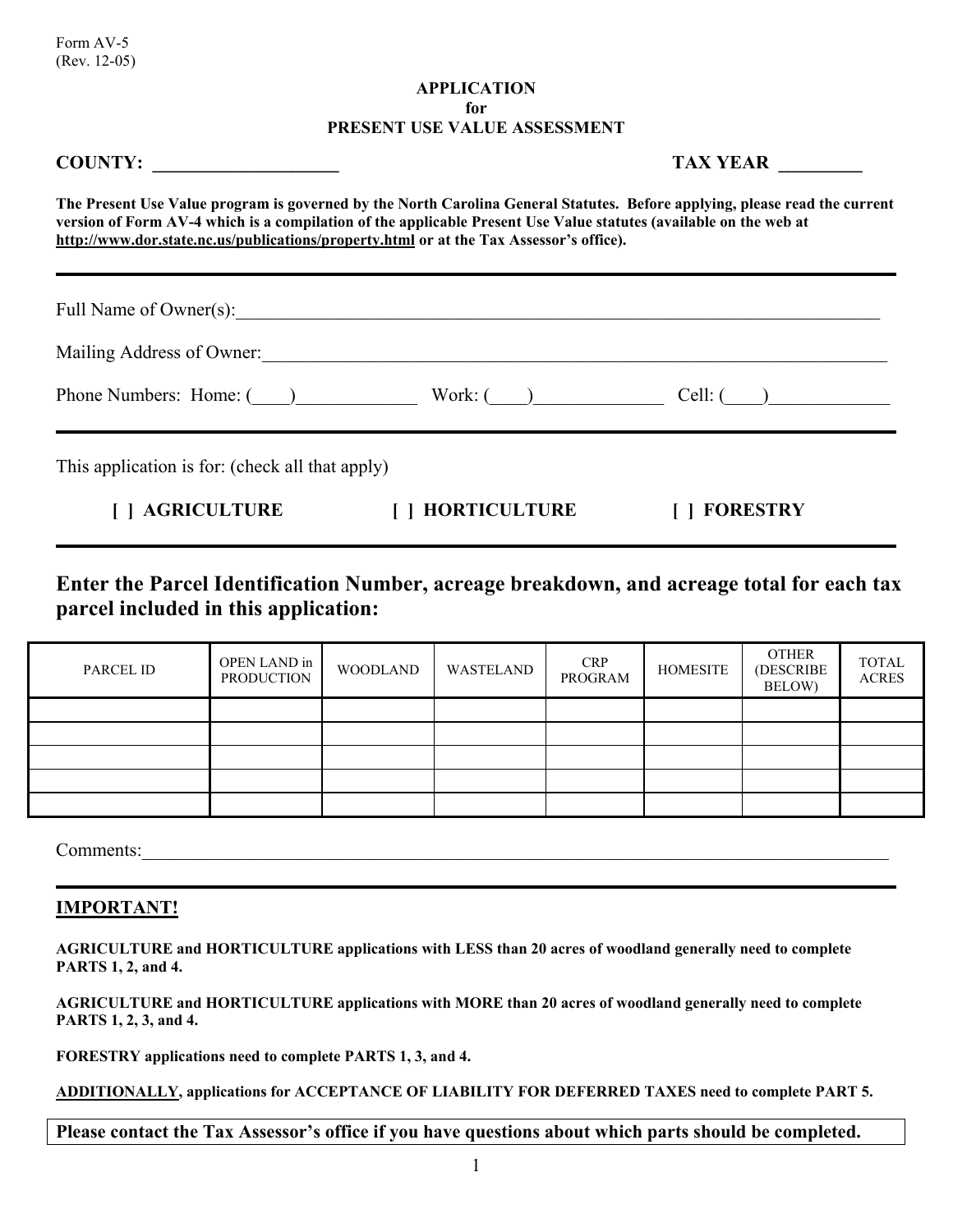Form AV-5
(Rev. 12-05)

# APPLICATION
# for
# PRESENT USE VALUE ASSESSMENT

**COUNTY: ____________________** **TAX YEAR _________**

**The Present Use Value program is governed by the North Carolina General Statutes. Before applying, please read the current version of Form AV-4 which is a compilation of the applicable Present Use Value statutes (available on the web at http://www.dor.state.nc.us/publications/property.html or at the Tax Assessor's office).**

---

Full Name of Owner(s):_____________________________________________________________________________

Mailing Address of Owner:__________________________________________________________________________

Phone Numbers: Home: (____)_____________ Work: (____)______________ Cell: (____)_____________

---

This application is for: (check all that apply)

**[ ] AGRICULTURE** **[ ] HORTICULTURE** **[ ] FORESTRY**

---

## Enter the Parcel Identification Number, acreage breakdown, and acreage total for each tax parcel included in this application:

| PARCEL ID | OPEN LAND in PRODUCTION | WOODLAND | WASTELAND | CRP PROGRAM | HOMESITE | OTHER (DESCRIBE BELOW) | TOTAL ACRES |
|---|---|---|---|---|---|---|---|
| | | | | | | | |
| | | | | | | | |
| | | | | | | | |
| | | | | | | | |
| | | | | | | | |

Comments:___________________________________________________________________________________________

---

**<u>IMPORTANT!</u>**

**AGRICULTURE and HORTICULTURE applications with LESS than 20 acres of woodland generally need to complete PARTS 1, 2, and 4.**

**AGRICULTURE and HORTICULTURE applications with MORE than 20 acres of woodland generally need to complete PARTS 1, 2, 3, and 4.**

**FORESTRY applications need to complete PARTS 1, 3, and 4.**

**<u>ADDITIONALLY</u>, applications for ACCEPTANCE OF LIABILITY FOR DEFERRED TAXES need to complete PART 5.**

**Please contact the Tax Assessor's office if you have questions about which parts should be completed.**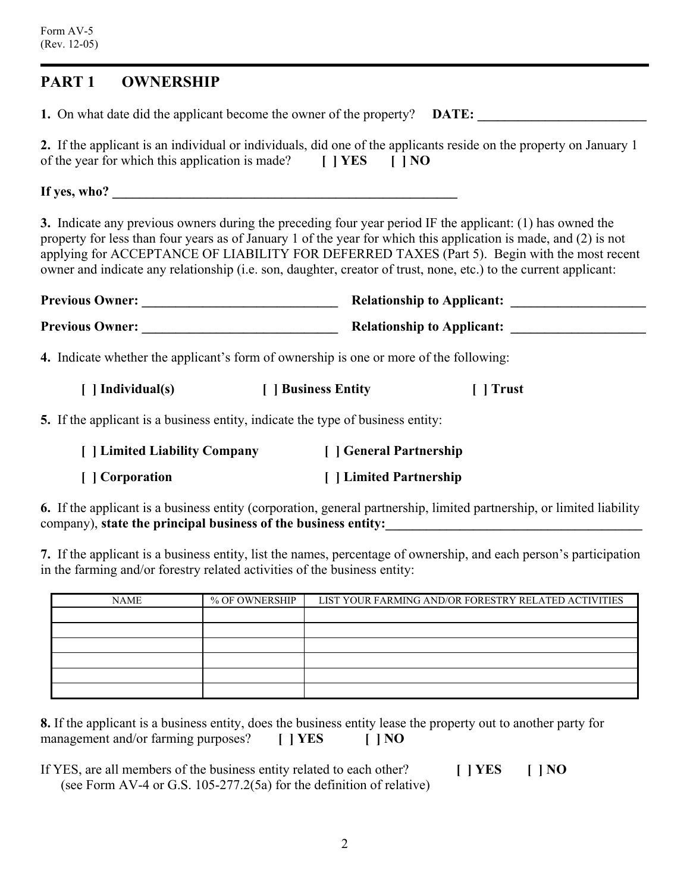Form AV-5
(Rev. 12-05)

## PART 1 OWNERSHIP

**1.** On what date did the applicant become the owner of the property? **DATE: ___________________________**

**2.** If the applicant is an individual or individuals, did one of the applicants reside on the property on January 1 of the year for which this application is made? **[ ] YES [ ] NO**

**If yes, who? _______________________________________________________**

**3.** Indicate any previous owners during the preceding four year period IF the applicant: (1) has owned the property for less than four years as of January 1 of the year for which this application is made, and (2) is not applying for ACCEPTANCE OF LIABILITY FOR DEFERRED TAXES (Part 5). Begin with the most recent owner and indicate any relationship (i.e. son, daughter, creator of trust, none, etc.) to the current applicant:

**Previous Owner: ______________________________** **Relationship to Applicant: ____________________**

**Previous Owner: ______________________________** **Relationship to Applicant: ____________________**

**4.** Indicate whether the applicant's form of ownership is one or more of the following:

**[ ] Individual(s)** **[ ] Business Entity** **[ ] Trust**

**5.** If the applicant is a business entity, indicate the type of business entity:

**[ ] Limited Liability Company** **[ ] General Partnership**

**[ ] Corporation** **[ ] Limited Partnership**

**6.** If the applicant is a business entity (corporation, general partnership, limited partnership, or limited liability company), **state the principal business of the business entity:________________________________________**

**7.** If the applicant is a business entity, list the names, percentage of ownership, and each person's participation in the farming and/or forestry related activities of the business entity:

| NAME | % OF OWNERSHIP | LIST YOUR FARMING AND/OR FORESTRY RELATED ACTIVITIES |
|---|---|---|
| | | |
| | | |
| | | |
| | | |
| | | |
| | | |

**8.** If the applicant is a business entity, does the business entity lease the property out to another party for management and/or farming purposes? **[ ] YES [ ] NO**

If YES, are all members of the business entity related to each other? **[ ] YES [ ] NO**
(see Form AV-4 or G.S. 105-277.2(5a) for the definition of relative)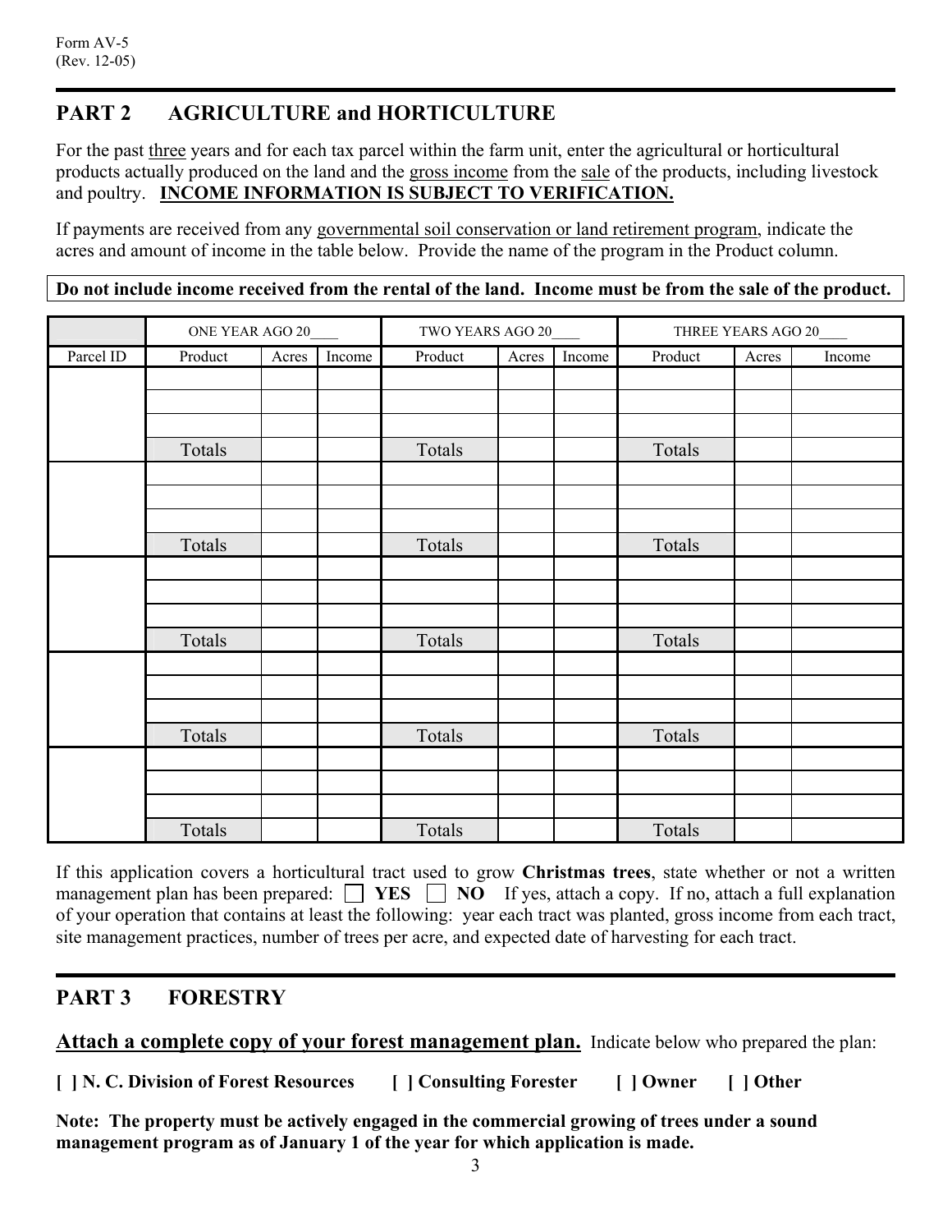Form AV-5
(Rev. 12-05)

## PART 2 AGRICULTURE and HORTICULTURE

For the past three years and for each tax parcel within the farm unit, enter the agricultural or horticultural products actually produced on the land and the gross income from the sale of the products, including livestock and poultry. **INCOME INFORMATION IS SUBJECT TO VERIFICATION.**

If payments are received from any governmental soil conservation or land retirement program, indicate the acres and amount of income in the table below. Provide the name of the program in the Product column.

**Do not include income received from the rental of the land. Income must be from the sale of the product.**

| | ONE YEAR AGO 20____ | | | TWO YEARS AGO 20____ | | | THREE YEARS AGO 20____ | | |
|---|---|---|---|---|---|---|---|---|---|
| Parcel ID | Product | Acres | Income | Product | Acres | Income | Product | Acres | Income |
| | | | | | | | | | |
| | | | | | | | | | |
| | | | | | | | | | |
| | Totals | | | Totals | | | Totals | | |
| | | | | | | | | | |
| | | | | | | | | | |
| | | | | | | | | | |
| | Totals | | | Totals | | | Totals | | |
| | | | | | | | | | |
| | | | | | | | | | |
| | | | | | | | | | |
| | Totals | | | Totals | | | Totals | | |
| | | | | | | | | | |
| | | | | | | | | | |
| | | | | | | | | | |
| | Totals | | | Totals | | | Totals | | |
| | | | | | | | | | |
| | | | | | | | | | |
| | | | | | | | | | |
| | Totals | | | Totals | | | Totals | | |

If this application covers a horticultural tract used to grow **Christmas trees**, state whether or not a written management plan has been prepared: ☐ **YES** ☐ **NO** If yes, attach a copy. If no, attach a full explanation of your operation that contains at least the following: year each tract was planted, gross income from each tract, site management practices, number of trees per acre, and expected date of harvesting for each tract.

## PART 3 FORESTRY

**Attach a complete copy of your forest management plan.** Indicate below who prepared the plan:

**[ ] N. C. Division of Forest Resources [ ] Consulting Forester [ ] Owner [ ] Other**

**Note: The property must be actively engaged in the commercial growing of trees under a sound management program as of January 1 of the year for which application is made.**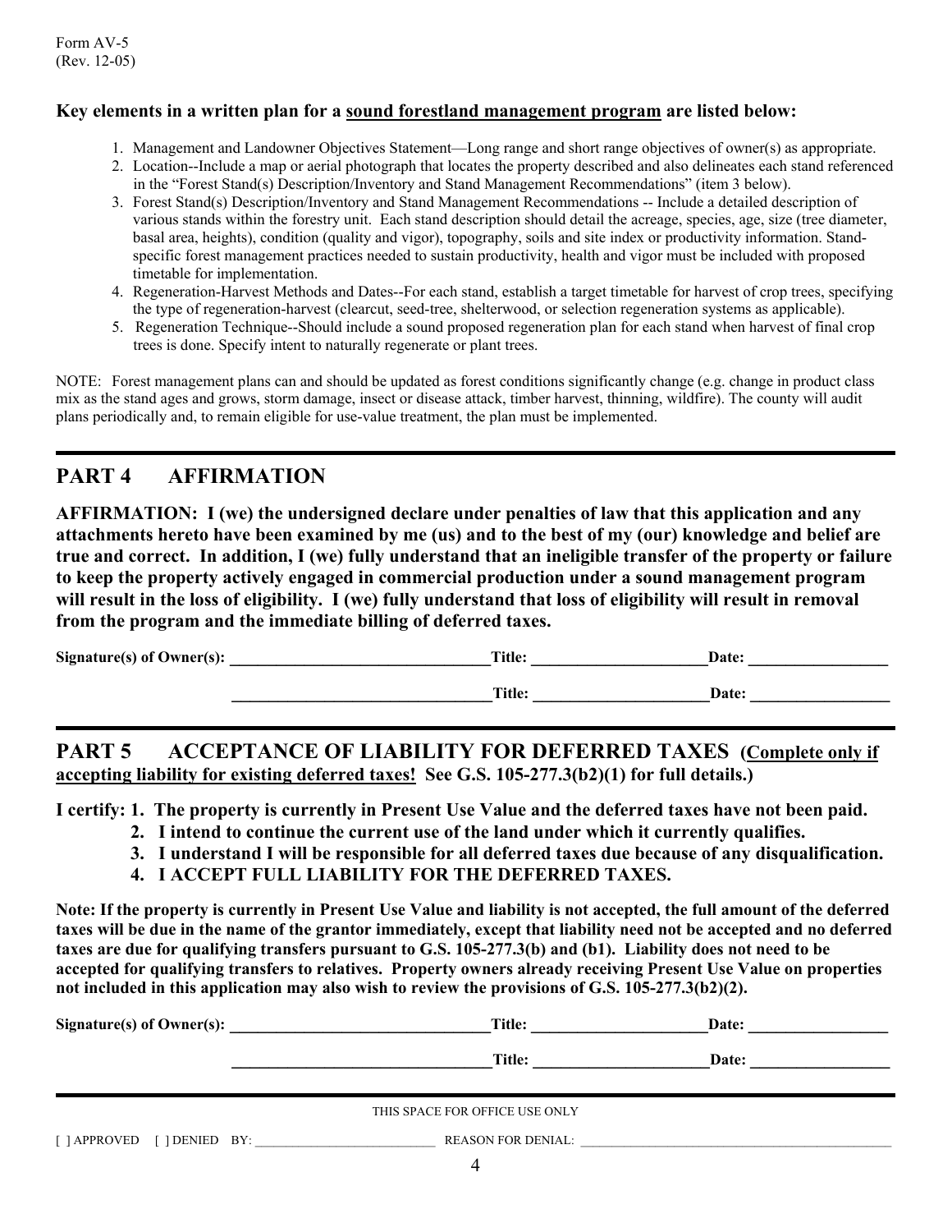Form AV-5
(Rev. 12-05)

**Key elements in a written plan for a sound forestland management program are listed below:**

1. Management and Landowner Objectives Statement—Long range and short range objectives of owner(s) as appropriate.
2. Location--Include a map or aerial photograph that locates the property described and also delineates each stand referenced in the "Forest Stand(s) Description/Inventory and Stand Management Recommendations" (item 3 below).
3. Forest Stand(s) Description/Inventory and Stand Management Recommendations -- Include a detailed description of various stands within the forestry unit. Each stand description should detail the acreage, species, age, size (tree diameter, basal area, heights), condition (quality and vigor), topography, soils and site index or productivity information. Stand-specific forest management practices needed to sustain productivity, health and vigor must be included with proposed timetable for implementation.
4. Regeneration-Harvest Methods and Dates--For each stand, establish a target timetable for harvest of crop trees, specifying the type of regeneration-harvest (clearcut, seed-tree, shelterwood, or selection regeneration systems as applicable).
5. Regeneration Technique--Should include a sound proposed regeneration plan for each stand when harvest of final crop trees is done. Specify intent to naturally regenerate or plant trees.

NOTE: Forest management plans can and should be updated as forest conditions significantly change (e.g. change in product class mix as the stand ages and grows, storm damage, insect or disease attack, timber harvest, thinning, wildfire). The county will audit plans periodically and, to remain eligible for use-value treatment, the plan must be implemented.

---

## PART 4 AFFIRMATION

**AFFIRMATION: I (we) the undersigned declare under penalties of law that this application and any attachments hereto have been examined by me (us) and to the best of my (our) knowledge and belief are true and correct. In addition, I (we) fully understand that an ineligible transfer of the property or failure to keep the property actively engaged in commercial production under a sound management program will result in the loss of eligibility. I (we) fully understand that loss of eligibility will result in removal from the program and the immediate billing of deferred taxes.**

**Signature(s) of Owner(s):** ________________________________ **Title:** ______________________ **Date:** _________________

________________________________ **Title:** ______________________ **Date:** _________________

---

## PART 5 ACCEPTANCE OF LIABILITY FOR DEFERRED TAXES (Complete only if accepting liability for existing deferred taxes! See G.S. 105-277.3(b2)(1) for full details.)

**I certify: 1. The property is currently in Present Use Value and the deferred taxes have not been paid.**
**2. I intend to continue the current use of the land under which it currently qualifies.**
**3. I understand I will be responsible for all deferred taxes due because of any disqualification.**
**4. I ACCEPT FULL LIABILITY FOR THE DEFERRED TAXES.**

**Note: If the property is currently in Present Use Value and liability is not accepted, the full amount of the deferred taxes will be due in the name of the grantor immediately, except that liability need not be accepted and no deferred taxes are due for qualifying transfers pursuant to G.S. 105-277.3(b) and (b1). Liability does not need to be accepted for qualifying transfers to relatives. Property owners already receiving Present Use Value on properties not included in this application may also wish to review the provisions of G.S. 105-277.3(b2)(2).**

**Signature(s) of Owner(s):** ________________________________ **Title:** ______________________ **Date:** _________________

________________________________ **Title:** ______________________ **Date:** _________________

---

THIS SPACE FOR OFFICE USE ONLY

[ ] APPROVED [ ] DENIED BY: ___________________________ REASON FOR DENIAL: ______________________________________________